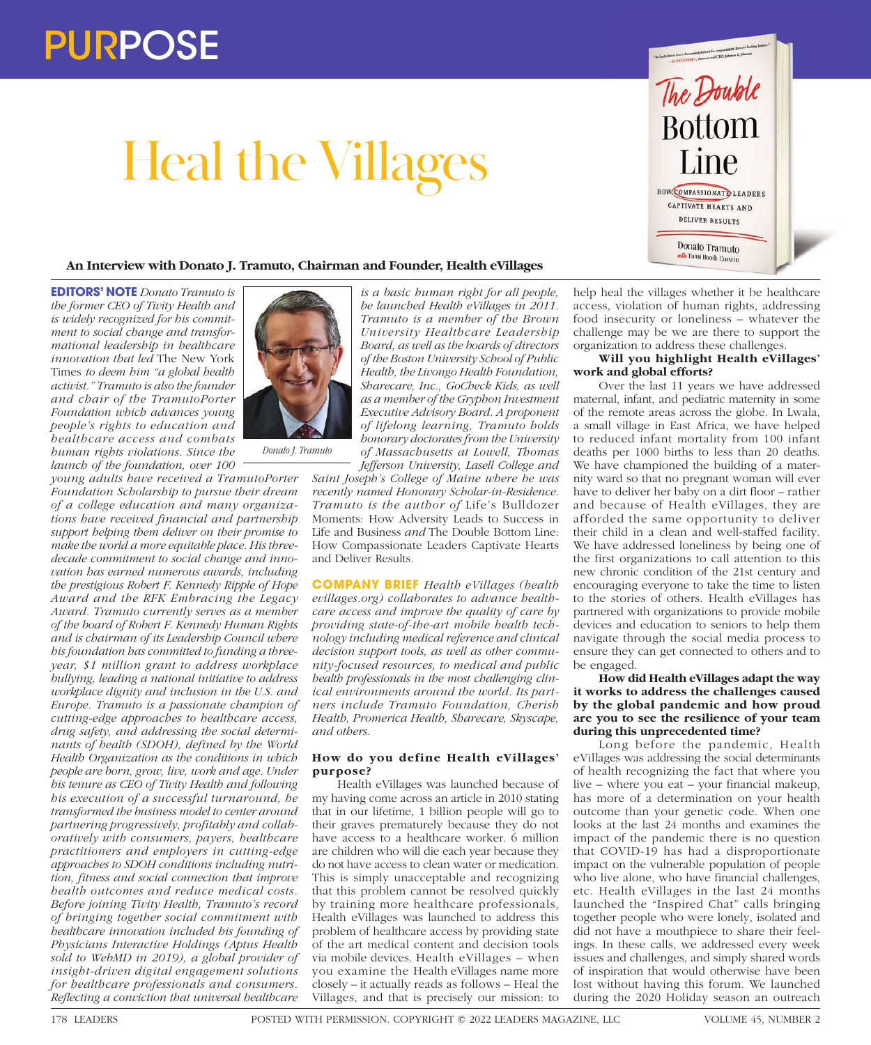# Heal the Villages

**An Interview with Donato J. Tramuto, Chairman and Founder, Health eVillages**

**EDITORS' NOTE** *Donato Tramuto is the former CEO of Tivity Health and is widely recognized for his commitment to social change and transformational leadership in healthcare innovation that led* The New York Times *to deem him "a global health activist." Tramuto is also the founder and chair of the TramutoPorter Foundation which advances young people's rights to education and healthcare access and combats human rights violations. Since the launch of the foundation, over 100 young adults have received a TramutoPorter Foundation Scholarship to pursue their dream of a college education and many organizations have received financial and partnership support helping them deliver on their promise to make the world a more equitable place. His three-decade commitment to social change and innovation has earned numerous awards, including the prestigious Robert F. Kennedy Ripple of Hope Award and the RFK Embracing the Legacy Award. Tramuto currently serves as a member of the board of Robert F. Kennedy Human Rights and is chairman of its Leadership Council where his foundation has committed to funding a three-year, $1 million grant to address workplace bullying, leading a national initiative to address workplace dignity and inclusion in the U.S. and Europe. Tramuto is a passionate champion of cutting-edge approaches to healthcare access, drug safety, and addressing the social determinants of health (SDOH), defined by the World Health Organization as the conditions in which people are born, grow, live, work and age. Under his tenure as CEO of Tivity Health and following his execution of a successful turnaround, he transformed the business model to center around partnering progressively, profitably and collaboratively with consumers, payers, healthcare practitioners and employers in cutting-edge approaches to SDOH conditions including nutrition, fitness and social connection that improve health outcomes and reduce medical costs. Before joining Tivity Health, Tramuto's record of bringing together social commitment with healthcare innovation included his founding of Physicians Interactive Holdings (Aptus Health sold to WebMD in 2019), a global provider of insight-driven digital engagement solutions for healthcare professionals and consumers. Reflecting a conviction that universal healthcare is a basic human right for all people, he launched Health eVillages in 2011. Tramuto is a member of the Brown University Healthcare Leadership Board, as well as the boards of directors of the Boston University School of Public Health, the Livongo Health Foundation, Sharecare, Inc., GoCheck Kids, as well as a member of the Gryphon Investment Executive Advisory Board. A proponent of lifelong learning, Tramuto holds honorary doctorates from the University of Massachusetts at Lowell, Thomas Jefferson University, Lasell College and Saint Joseph's College of Maine where he was recently named Honorary Scholar-in-Residence. Tramuto is the author of* Life's Bulldozer Moments: How Adversity Leads to Success in Life and Business *and* The Double Bottom Line: How Compassionate Leaders Captivate Hearts and Deliver Results.

*Donato J. Tramuto*

**COMPANY BRIEF** *Health eVillages (healthevillages.org) collaborates to advance healthcare access and improve the quality of care by providing state-of-the-art mobile health technology including medical reference and clinical decision support tools, as well as other community-focused resources, to medical and public health professionals in the most challenging clinical environments around the world. Its partners include Tramuto Foundation, Cherish Health, Promerica Health, Sharecare, Skyscape, and others.*

**How do you define Health eVillages' purpose?**

Health eVillages was launched because of my having come across an article in 2010 stating that in our lifetime, 1 billion people will go to their graves prematurely because they do not have access to a healthcare worker. 6 million are children who will die each year because they do not have access to clean water or medication. This is simply unacceptable and recognizing that this problem cannot be resolved quickly by training more healthcare professionals, Health eVillages was launched to address this problem of healthcare access by providing state of the art medical content and decision tools via mobile devices. Health eVillages – when you examine the Health eVillages name more closely – it actually reads as follows – Heal the Villages, and that is precisely our mission: to help heal the villages whether it be healthcare access, violation of human rights, addressing food insecurity or loneliness – whatever the challenge may be we are there to support the organization to address these challenges.

**Will you highlight Health eVillages' work and global efforts?**

Over the last 11 years we have addressed maternal, infant, and pediatric maternity in some of the remote areas across the globe. In Lwala, a small village in East Africa, we have helped to reduced infant mortality from 100 infant deaths per 1000 births to less than 20 deaths. We have championed the building of a maternity ward so that no pregnant woman will ever have to deliver her baby on a dirt floor – rather and because of Health eVillages, they are afforded the same opportunity to deliver their child in a clean and well-staffed facility. We have addressed loneliness by being one of the first organizations to call attention to this new chronic condition of the 21st century and encouraging everyone to take the time to listen to the stories of others. Health eVillages has partnered with organizations to provide mobile devices and education to seniors to help them navigate through the social media process to ensure they can get connected to others and to be engaged.

**How did Health eVillages adapt the way it works to address the challenges caused by the global pandemic and how proud are you to see the resilience of your team during this unprecedented time?**

Long before the pandemic, Health eVillages was addressing the social determinants of health recognizing the fact that where you live – where you eat – your financial makeup, has more of a determination on your health outcome than your genetic code. When one looks at the last 24 months and examines the impact of the pandemic there is no question that COVID-19 has had a disproportionate impact on the vulnerable population of people who live alone, who have financial challenges, etc. Health eVillages in the last 24 months launched the "Inspired Chat" calls bringing together people who were lonely, isolated and did not have a mouthpiece to share their feelings. In these calls, we addressed every week issues and challenges, and simply shared words of inspiration that would otherwise have been lost without having this forum. We launched during the 2020 Holiday season an outreach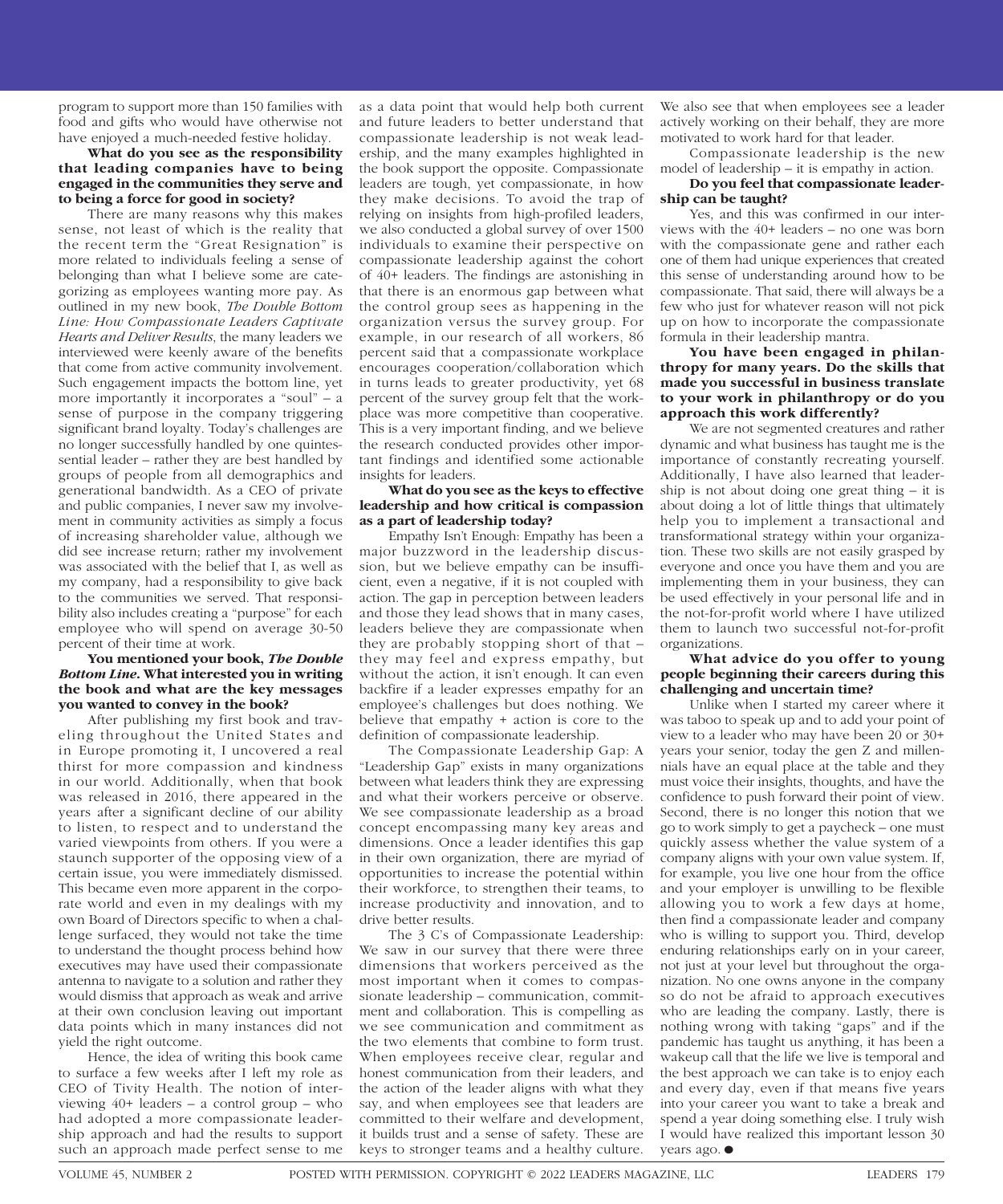program to support more than 150 families with food and gifts who would have otherwise not have enjoyed a much-needed festive holiday.

**What do you see as the responsibility that leading companies have to being engaged in the communities they serve and to being a force for good in society?**

There are many reasons why this makes sense, not least of which is the reality that the recent term the "Great Resignation" is more related to individuals feeling a sense of belonging than what I believe some are categorizing as employees wanting more pay. As outlined in my new book, *The Double Bottom Line: How Compassionate Leaders Captivate Hearts and Deliver Results*, the many leaders we interviewed were keenly aware of the benefits that come from active community involvement. Such engagement impacts the bottom line, yet more importantly it incorporates a "soul" – a sense of purpose in the company triggering significant brand loyalty. Today's challenges are no longer successfully handled by one quintessential leader – rather they are best handled by groups of people from all demographics and generational bandwidth. As a CEO of private and public companies, I never saw my involvement in community activities as simply a focus of increasing shareholder value, although we did see increase return; rather my involvement was associated with the belief that I, as well as my company, had a responsibility to give back to the communities we served. That responsibility also includes creating a "purpose" for each employee who will spend on average 30-50 percent of their time at work.

**You mentioned your book, *The Double Bottom Line*. What interested you in writing the book and what are the key messages you wanted to convey in the book?**

After publishing my first book and traveling throughout the United States and in Europe promoting it, I uncovered a real thirst for more compassion and kindness in our world. Additionally, when that book was released in 2016, there appeared in the years after a significant decline of our ability to listen, to respect and to understand the varied viewpoints from others. If you were a staunch supporter of the opposing view of a certain issue, you were immediately dismissed. This became even more apparent in the corporate world and even in my dealings with my own Board of Directors specific to when a challenge surfaced, they would not take the time to understand the thought process behind how executives may have used their compassionate antenna to navigate to a solution and rather they would dismiss that approach as weak and arrive at their own conclusion leaving out important data points which in many instances did not yield the right outcome.

Hence, the idea of writing this book came to surface a few weeks after I left my role as CEO of Tivity Health. The notion of interviewing 40+ leaders – a control group – who had adopted a more compassionate leadership approach and had the results to support such an approach made perfect sense to me as a data point that would help both current and future leaders to better understand that compassionate leadership is not weak leadership, and the many examples highlighted in the book support the opposite. Compassionate leaders are tough, yet compassionate, in how they make decisions. To avoid the trap of relying on insights from high-profiled leaders, we also conducted a global survey of over 1500 individuals to examine their perspective on compassionate leadership against the cohort of 40+ leaders. The findings are astonishing in that there is an enormous gap between what the control group sees as happening in the organization versus the survey group. For example, in our research of all workers, 86 percent said that a compassionate workplace encourages cooperation/collaboration which in turns leads to greater productivity, yet 68 percent of the survey group felt that the workplace was more competitive than cooperative. This is a very important finding, and we believe the research conducted provides other important findings and identified some actionable insights for leaders.

**What do you see as the keys to effective leadership and how critical is compassion as a part of leadership today?**

Empathy Isn't Enough: Empathy has been a major buzzword in the leadership discussion, but we believe empathy can be insufficient, even a negative, if it is not coupled with action. The gap in perception between leaders and those they lead shows that in many cases, leaders believe they are compassionate when they are probably stopping short of that – they may feel and express empathy, but without the action, it isn't enough. It can even backfire if a leader expresses empathy for an employee's challenges but does nothing. We believe that empathy + action is core to the definition of compassionate leadership.

The Compassionate Leadership Gap: A "Leadership Gap" exists in many organizations between what leaders think they are expressing and what their workers perceive or observe. We see compassionate leadership as a broad concept encompassing many key areas and dimensions. Once a leader identifies this gap in their own organization, there are myriad of opportunities to increase the potential within their workforce, to strengthen their teams, to increase productivity and innovation, and to drive better results.

The 3 C's of Compassionate Leadership: We saw in our survey that there were three dimensions that workers perceived as the most important when it comes to compassionate leadership – communication, commitment and collaboration. This is compelling as we see communication and commitment as the two elements that combine to form trust. When employees receive clear, regular and honest communication from their leaders, and the action of the leader aligns with what they say, and when employees see that leaders are committed to their welfare and development, it builds trust and a sense of safety. These are keys to stronger teams and a healthy culture. We also see that when employees see a leader actively working on their behalf, they are more motivated to work hard for that leader.

Compassionate leadership is the new model of leadership – it is empathy in action.

**Do you feel that compassionate leadership can be taught?**

Yes, and this was confirmed in our interviews with the 40+ leaders – no one was born with the compassionate gene and rather each one of them had unique experiences that created this sense of understanding around how to be compassionate. That said, there will always be a few who just for whatever reason will not pick up on how to incorporate the compassionate formula in their leadership mantra.

**You have been engaged in philanthropy for many years. Do the skills that made you successful in business translate to your work in philanthropy or do you approach this work differently?**

We are not segmented creatures and rather dynamic and what business has taught me is the importance of constantly recreating yourself. Additionally, I have also learned that leadership is not about doing one great thing – it is about doing a lot of little things that ultimately help you to implement a transactional and transformational strategy within your organization. These two skills are not easily grasped by everyone and once you have them and you are implementing them in your business, they can be used effectively in your personal life and in the not-for-profit world where I have utilized them to launch two successful not-for-profit organizations.

**What advice do you offer to young people beginning their careers during this challenging and uncertain time?**

Unlike when I started my career where it was taboo to speak up and to add your point of view to a leader who may have been 20 or 30+ years your senior, today the gen Z and millennials have an equal place at the table and they must voice their insights, thoughts, and have the confidence to push forward their point of view. Second, there is no longer this notion that we go to work simply to get a paycheck – one must quickly assess whether the value system of a company aligns with your own value system. If, for example, you live one hour from the office and your employer is unwilling to be flexible allowing you to work a few days at home, then find a compassionate leader and company who is willing to support you. Third, develop enduring relationships early on in your career, not just at your level but throughout the organization. No one owns anyone in the company so do not be afraid to approach executives who are leading the company. Lastly, there is nothing wrong with taking "gaps" and if the pandemic has taught us anything, it has been a wakeup call that the life we live is temporal and the best approach we can take is to enjoy each and every day, even if that means five years into your career you want to take a break and spend a year doing something else. I truly wish I would have realized this important lesson 30 years ago. ●

POSTED WITH PERMISSION. COPYRIGHT © 2022 LEADERS MAGAZINE, LLC